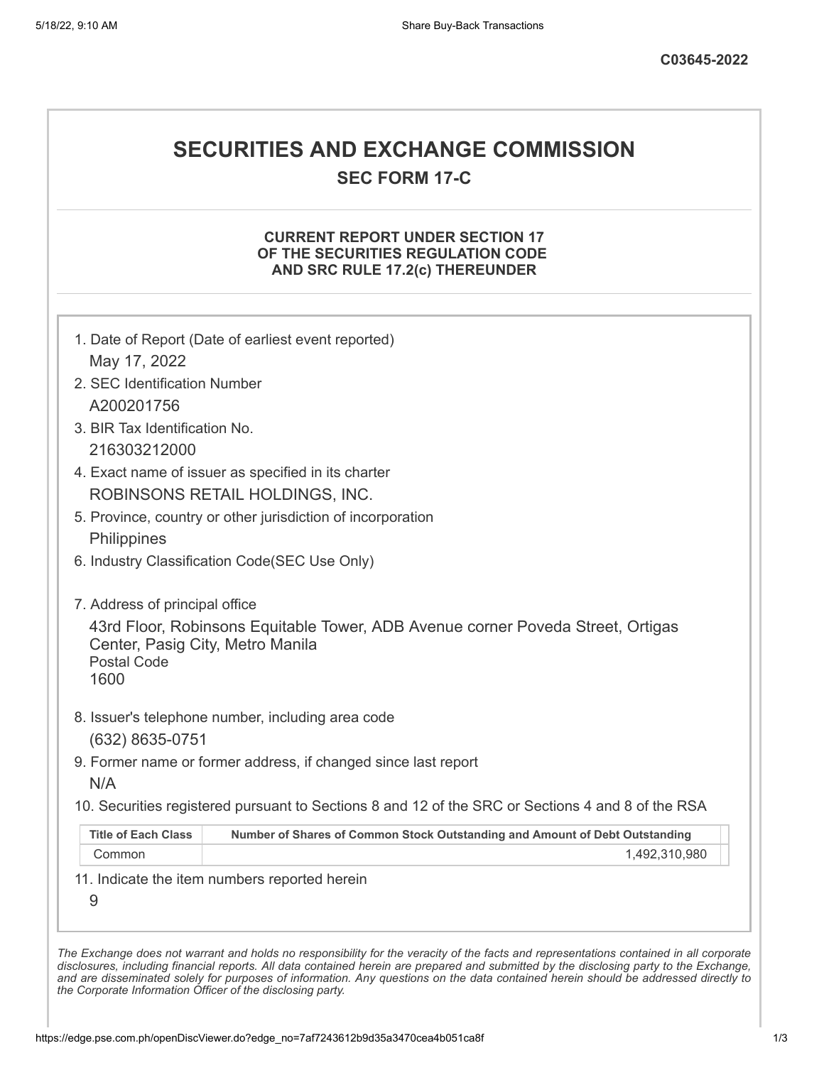**C03645-2022**

# SECURITIES AND EXCHANGE COMMISSION

## SEC FORM 17-C

### CURRENT REPORT UNDER SECTION 17 OF THE SECURITIES REGULATION CODE AND SRC RULE 17.2(c) THEREUNDER

1. Date of Report (Date of earliest event reported)
   May 17, 2022
2. SEC Identification Number
   A200201756
3. BIR Tax Identification No.
   216303212000
4. Exact name of issuer as specified in its charter
   ROBINSONS RETAIL HOLDINGS, INC.
5. Province, country or other jurisdiction of incorporation
   Philippines
6. Industry Classification Code(SEC Use Only)

7. Address of principal office
   43rd Floor, Robinsons Equitable Tower, ADB Avenue corner Poveda Street, Ortigas Center, Pasig City, Metro Manila
   Postal Code
   1600
8. Issuer's telephone number, including area code
   (632) 8635-0751
9. Former name or former address, if changed since last report
   N/A
10. Securities registered pursuant to Sections 8 and 12 of the SRC or Sections 4 and 8 of the RSA

| Title of Each Class | Number of Shares of Common Stock Outstanding and Amount of Debt Outstanding |
|---|---|
| Common | 1,492,310,980 |

11. Indicate the item numbers reported herein
    9

*The Exchange does not warrant and holds no responsibility for the veracity of the facts and representations contained in all corporate disclosures, including financial reports. All data contained herein are prepared and submitted by the disclosing party to the Exchange, and are disseminated solely for purposes of information. Any questions on the data contained herein should be addressed directly to the Corporate Information Officer of the disclosing party.*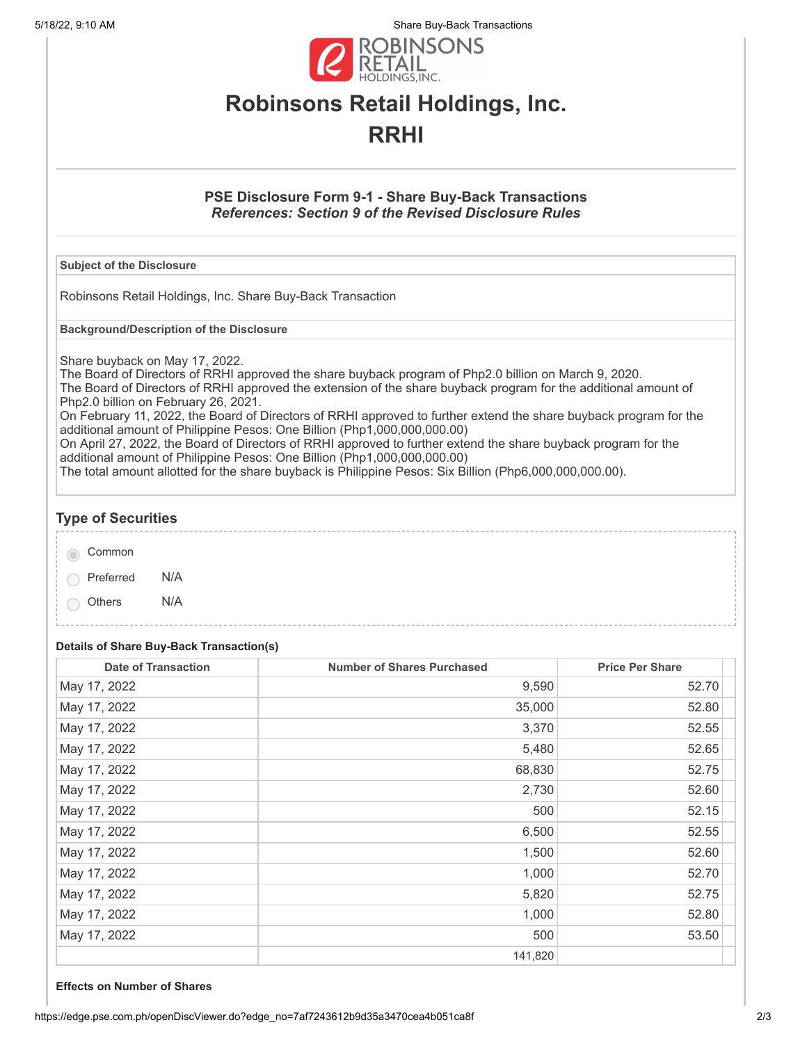# Robinsons Retail Holdings, Inc.

# RRHI

## PSE Disclosure Form 9-1 - Share Buy-Back Transactions

***References: Section 9 of the Revised Disclosure Rules***

**Subject of the Disclosure**

Robinsons Retail Holdings, Inc. Share Buy-Back Transaction

**Background/Description of the Disclosure**

Share buyback on May 17, 2022.
The Board of Directors of RRHI approved the share buyback program of Php2.0 billion on March 9, 2020.
The Board of Directors of RRHI approved the extension of the share buyback program for the additional amount of Php2.0 billion on February 26, 2021.
On February 11, 2022, the Board of Directors of RRHI approved to further extend the share buyback program for the additional amount of Philippine Pesos: One Billion (Php1,000,000,000.00)
On April 27, 2022, the Board of Directors of RRHI approved to further extend the share buyback program for the additional amount of Philippine Pesos: One Billion (Php1,000,000,000.00)
The total amount allotted for the share buyback is Philippine Pesos: Six Billion (Php6,000,000,000.00).

### Type of Securities

- (selected) Common
- Preferred N/A
- Others N/A

**Details of Share Buy-Back Transaction(s)**

| Date of Transaction | Number of Shares Purchased | Price Per Share |
|---|---|---|
| May 17, 2022 | 9,590 | 52.70 |
| May 17, 2022 | 35,000 | 52.80 |
| May 17, 2022 | 3,370 | 52.55 |
| May 17, 2022 | 5,480 | 52.65 |
| May 17, 2022 | 68,830 | 52.75 |
| May 17, 2022 | 2,730 | 52.60 |
| May 17, 2022 | 500 | 52.15 |
| May 17, 2022 | 6,500 | 52.55 |
| May 17, 2022 | 1,500 | 52.60 |
| May 17, 2022 | 1,000 | 52.70 |
| May 17, 2022 | 5,820 | 52.75 |
| May 17, 2022 | 1,000 | 52.80 |
| May 17, 2022 | 500 | 53.50 |
| | 141,820 | |

**Effects on Number of Shares**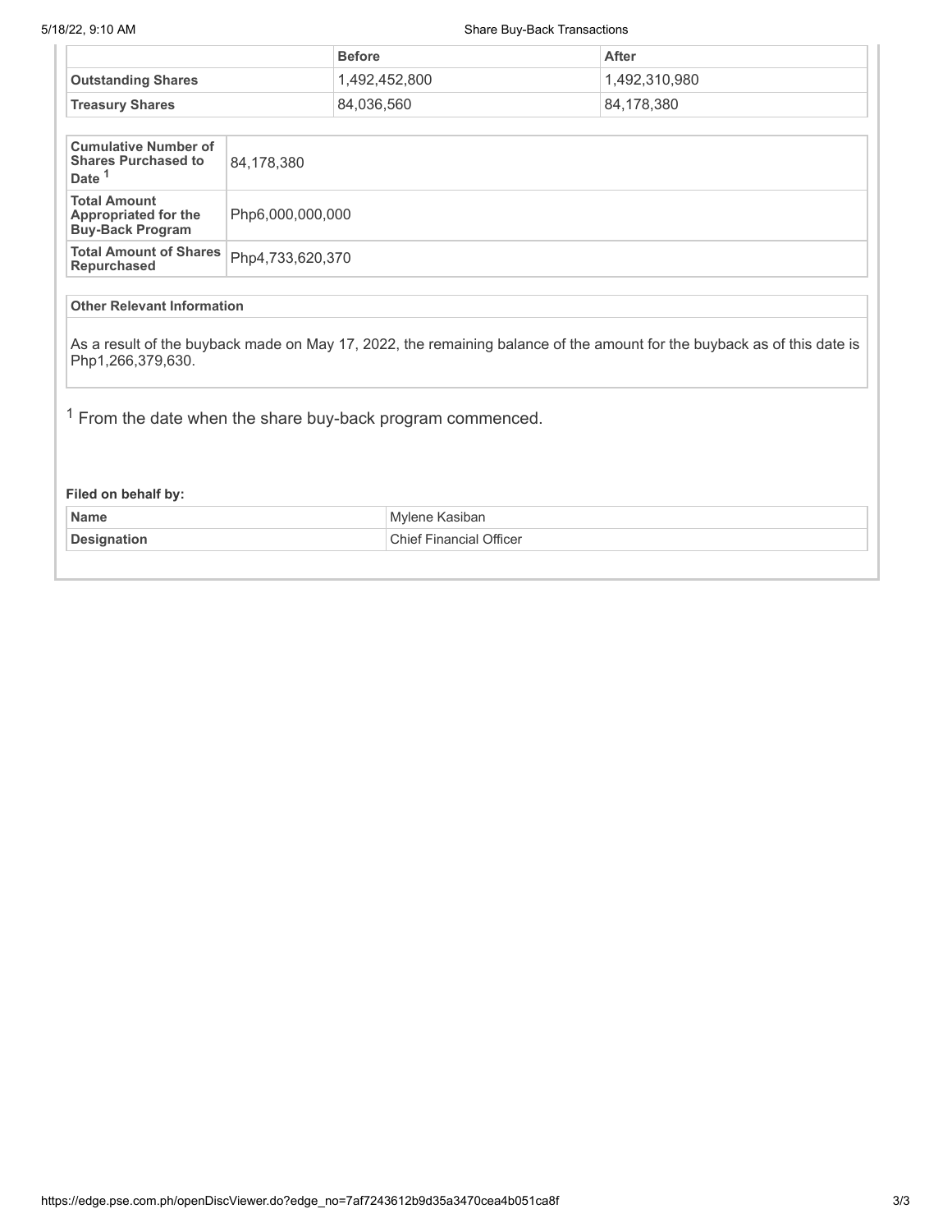| | Before | After |
|---|---|---|
| **Outstanding Shares** | 1,492,452,800 | 1,492,310,980 |
| **Treasury Shares** | 84,036,560 | 84,178,380 |

| | |
|---|---|
| **Cumulative Number of Shares Purchased to Date** [1] | 84,178,380 |
| **Total Amount Appropriated for the Buy-Back Program** | Php6,000,000,000 |
| **Total Amount of Shares Repurchased** | Php4,733,620,370 |

**Other Relevant Information**

As a result of the buyback made on May 17, 2022, the remaining balance of the amount for the buyback as of this date is Php1,266,379,630.

[1] From the date when the share buy-back program commenced.

**Filed on behalf by:**

| | |
|---|---|
| **Name** | Mylene Kasiban |
| **Designation** | Chief Financial Officer |